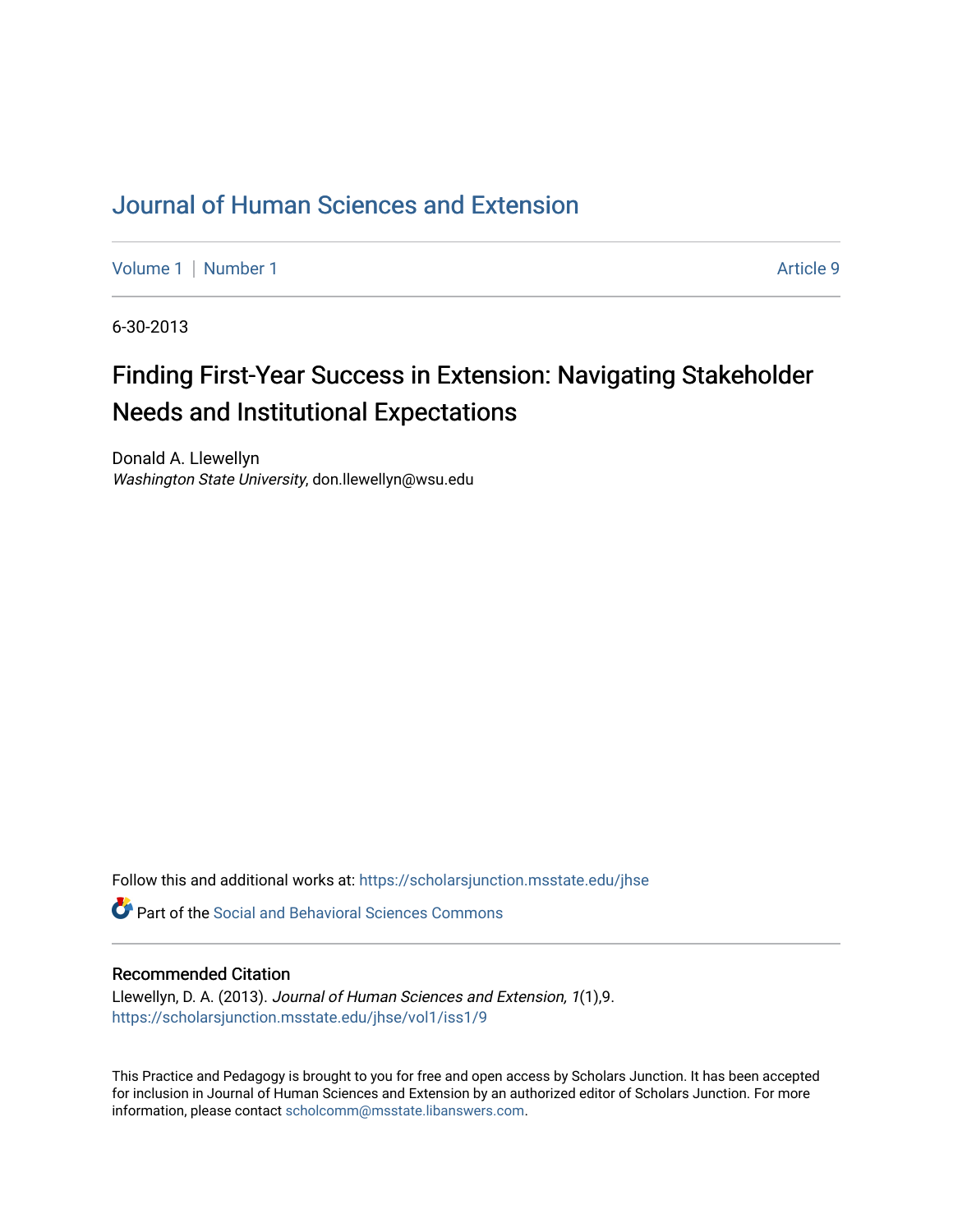# Journal of Human Sciences and Extension

Volume 1 | Number 1 Article 9

6-30-2013

## Finding First-Year Success in Extension: Navigating Stakeholder Needs and Institutional Expectations

Donald A. Llewellyn
*Washington State University*, don.llewellyn@wsu.edu

Follow this and additional works at: https://scholarsjunction.msstate.edu/jhse

Part of the Social and Behavioral Sciences Commons

### Recommended Citation

Llewellyn, D. A. (2013). *Journal of Human Sciences and Extension, 1*(1),9.
https://scholarsjunction.msstate.edu/jhse/vol1/iss1/9

This Practice and Pedagogy is brought to you for free and open access by Scholars Junction. It has been accepted for inclusion in Journal of Human Sciences and Extension by an authorized editor of Scholars Junction. For more information, please contact scholcomm@msstate.libanswers.com.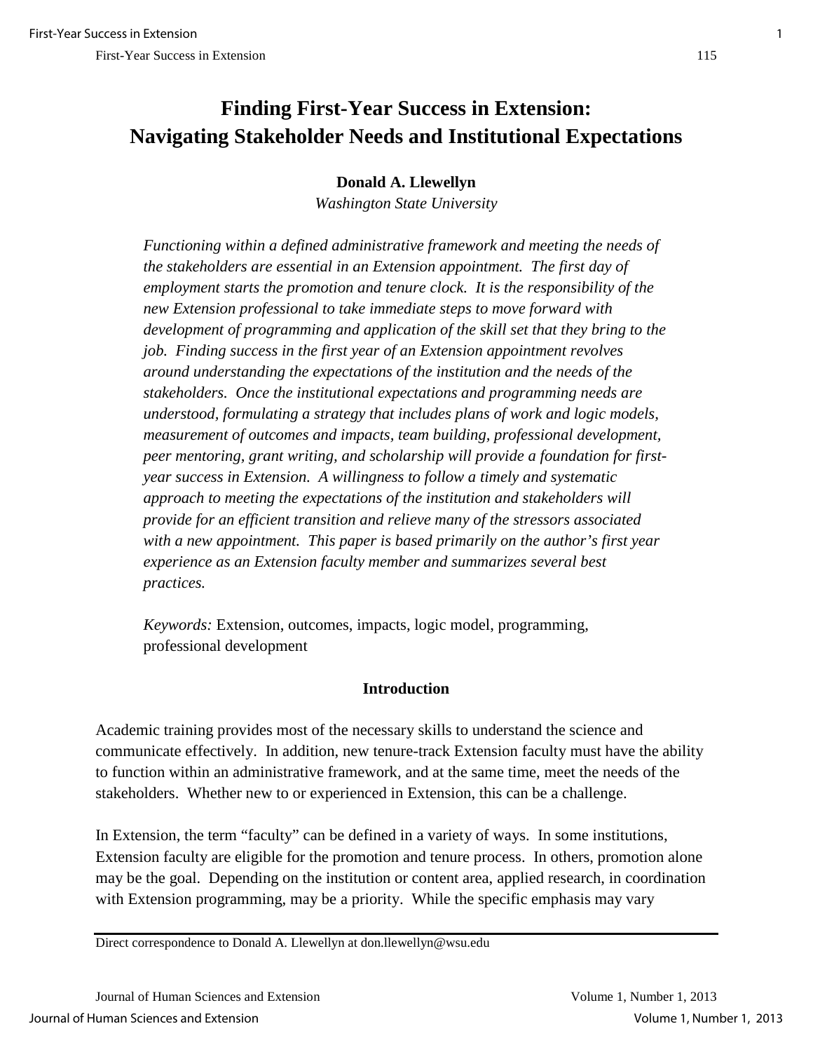# Finding First-Year Success in Extension: Navigating Stakeholder Needs and Institutional Expectations

**Donald A. Llewellyn**

*Washington State University*

*Functioning within a defined administrative framework and meeting the needs of the stakeholders are essential in an Extension appointment. The first day of employment starts the promotion and tenure clock. It is the responsibility of the new Extension professional to take immediate steps to move forward with development of programming and application of the skill set that they bring to the job. Finding success in the first year of an Extension appointment revolves around understanding the expectations of the institution and the needs of the stakeholders. Once the institutional expectations and programming needs are understood, formulating a strategy that includes plans of work and logic models, measurement of outcomes and impacts, team building, professional development, peer mentoring, grant writing, and scholarship will provide a foundation for first-year success in Extension. A willingness to follow a timely and systematic approach to meeting the expectations of the institution and stakeholders will provide for an efficient transition and relieve many of the stressors associated with a new appointment. This paper is based primarily on the author's first year experience as an Extension faculty member and summarizes several best practices.*

*Keywords:* Extension, outcomes, impacts, logic model, programming, professional development

## Introduction

Academic training provides most of the necessary skills to understand the science and communicate effectively. In addition, new tenure-track Extension faculty must have the ability to function within an administrative framework, and at the same time, meet the needs of the stakeholders. Whether new to or experienced in Extension, this can be a challenge.

In Extension, the term "faculty" can be defined in a variety of ways. In some institutions, Extension faculty are eligible for the promotion and tenure process. In others, promotion alone may be the goal. Depending on the institution or content area, applied research, in coordination with Extension programming, may be a priority. While the specific emphasis may vary

Direct correspondence to Donald A. Llewellyn at don.llewellyn@wsu.edu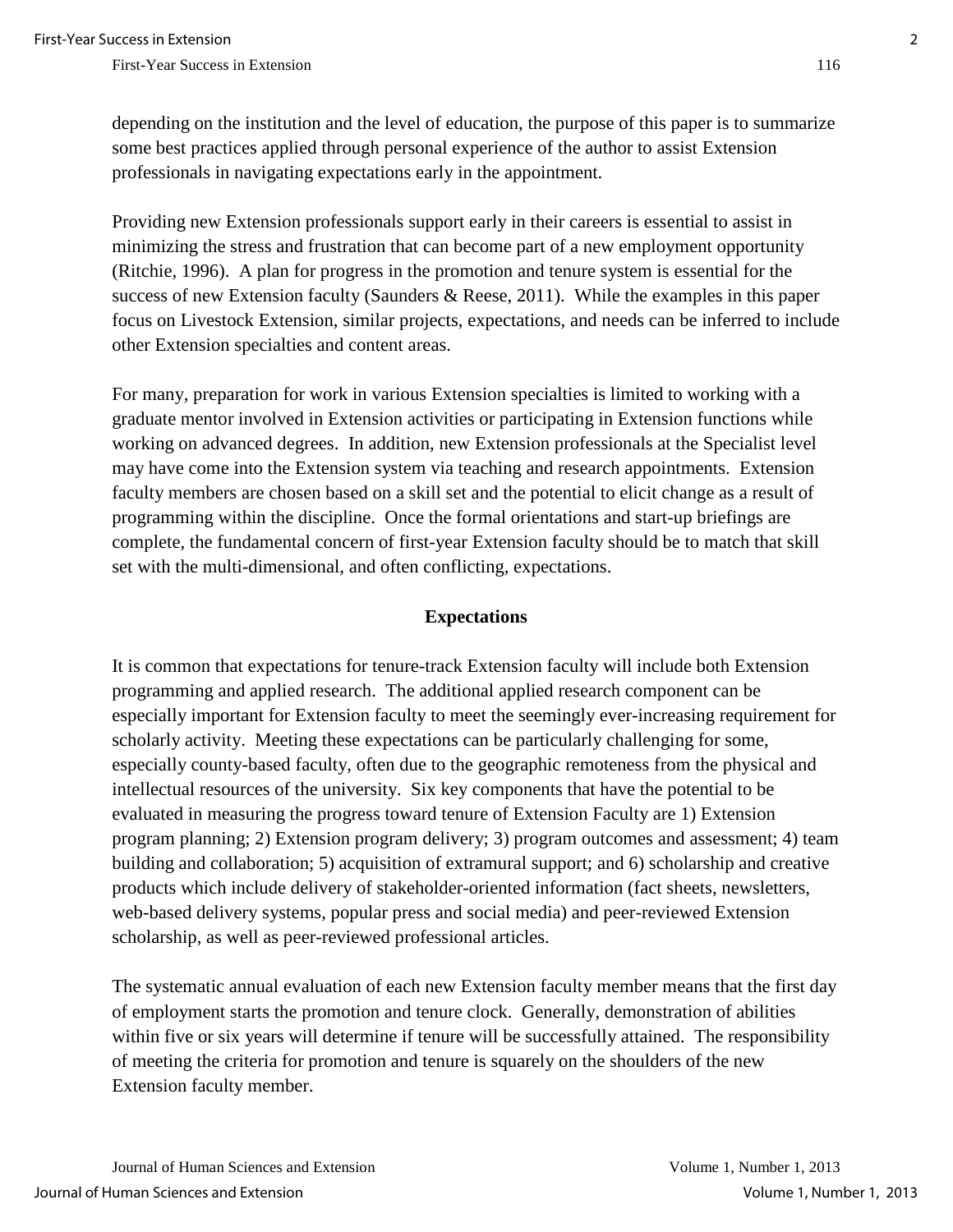depending on the institution and the level of education, the purpose of this paper is to summarize some best practices applied through personal experience of the author to assist Extension professionals in navigating expectations early in the appointment.

Providing new Extension professionals support early in their careers is essential to assist in minimizing the stress and frustration that can become part of a new employment opportunity (Ritchie, 1996). A plan for progress in the promotion and tenure system is essential for the success of new Extension faculty (Saunders & Reese, 2011). While the examples in this paper focus on Livestock Extension, similar projects, expectations, and needs can be inferred to include other Extension specialties and content areas.

For many, preparation for work in various Extension specialties is limited to working with a graduate mentor involved in Extension activities or participating in Extension functions while working on advanced degrees. In addition, new Extension professionals at the Specialist level may have come into the Extension system via teaching and research appointments. Extension faculty members are chosen based on a skill set and the potential to elicit change as a result of programming within the discipline. Once the formal orientations and start-up briefings are complete, the fundamental concern of first-year Extension faculty should be to match that skill set with the multi-dimensional, and often conflicting, expectations.

## Expectations

It is common that expectations for tenure-track Extension faculty will include both Extension programming and applied research. The additional applied research component can be especially important for Extension faculty to meet the seemingly ever-increasing requirement for scholarly activity. Meeting these expectations can be particularly challenging for some, especially county-based faculty, often due to the geographic remoteness from the physical and intellectual resources of the university. Six key components that have the potential to be evaluated in measuring the progress toward tenure of Extension Faculty are 1) Extension program planning; 2) Extension program delivery; 3) program outcomes and assessment; 4) team building and collaboration; 5) acquisition of extramural support; and 6) scholarship and creative products which include delivery of stakeholder-oriented information (fact sheets, newsletters, web-based delivery systems, popular press and social media) and peer-reviewed Extension scholarship, as well as peer-reviewed professional articles.

The systematic annual evaluation of each new Extension faculty member means that the first day of employment starts the promotion and tenure clock. Generally, demonstration of abilities within five or six years will determine if tenure will be successfully attained. The responsibility of meeting the criteria for promotion and tenure is squarely on the shoulders of the new Extension faculty member.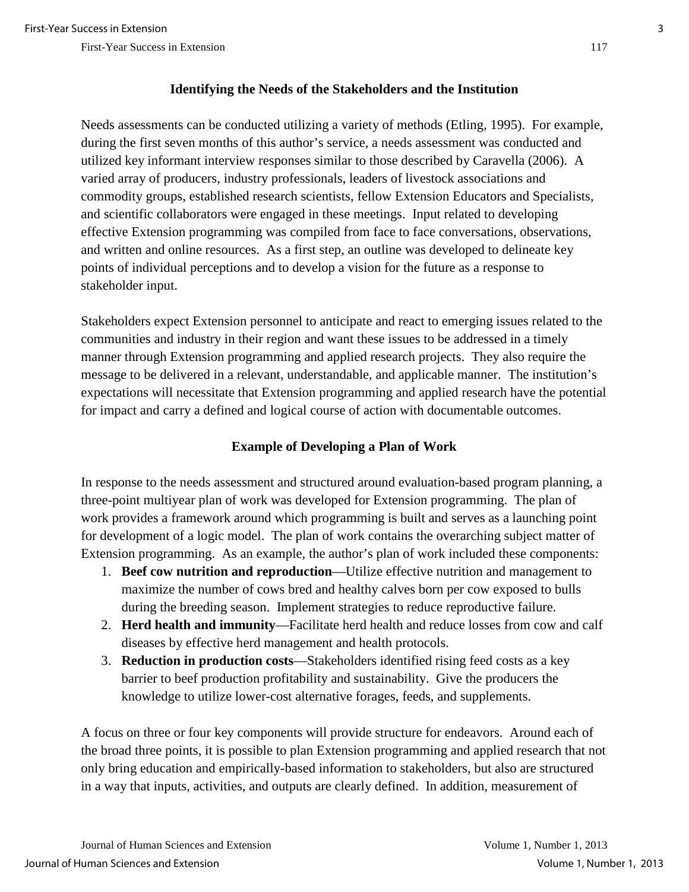## Identifying the Needs of the Stakeholders and the Institution

Needs assessments can be conducted utilizing a variety of methods (Etling, 1995). For example, during the first seven months of this author's service, a needs assessment was conducted and utilized key informant interview responses similar to those described by Caravella (2006). A varied array of producers, industry professionals, leaders of livestock associations and commodity groups, established research scientists, fellow Extension Educators and Specialists, and scientific collaborators were engaged in these meetings. Input related to developing effective Extension programming was compiled from face to face conversations, observations, and written and online resources. As a first step, an outline was developed to delineate key points of individual perceptions and to develop a vision for the future as a response to stakeholder input.

Stakeholders expect Extension personnel to anticipate and react to emerging issues related to the communities and industry in their region and want these issues to be addressed in a timely manner through Extension programming and applied research projects. They also require the message to be delivered in a relevant, understandable, and applicable manner. The institution's expectations will necessitate that Extension programming and applied research have the potential for impact and carry a defined and logical course of action with documentable outcomes.

## Example of Developing a Plan of Work

In response to the needs assessment and structured around evaluation-based program planning, a three-point multiyear plan of work was developed for Extension programming. The plan of work provides a framework around which programming is built and serves as a launching point for development of a logic model. The plan of work contains the overarching subject matter of Extension programming. As an example, the author's plan of work included these components:

1. **Beef cow nutrition and reproduction**—Utilize effective nutrition and management to maximize the number of cows bred and healthy calves born per cow exposed to bulls during the breeding season. Implement strategies to reduce reproductive failure.
2. **Herd health and immunity**—Facilitate herd health and reduce losses from cow and calf diseases by effective herd management and health protocols.
3. **Reduction in production costs**—Stakeholders identified rising feed costs as a key barrier to beef production profitability and sustainability. Give the producers the knowledge to utilize lower-cost alternative forages, feeds, and supplements.

A focus on three or four key components will provide structure for endeavors. Around each of the broad three points, it is possible to plan Extension programming and applied research that not only bring education and empirically-based information to stakeholders, but also are structured in a way that inputs, activities, and outputs are clearly defined. In addition, measurement of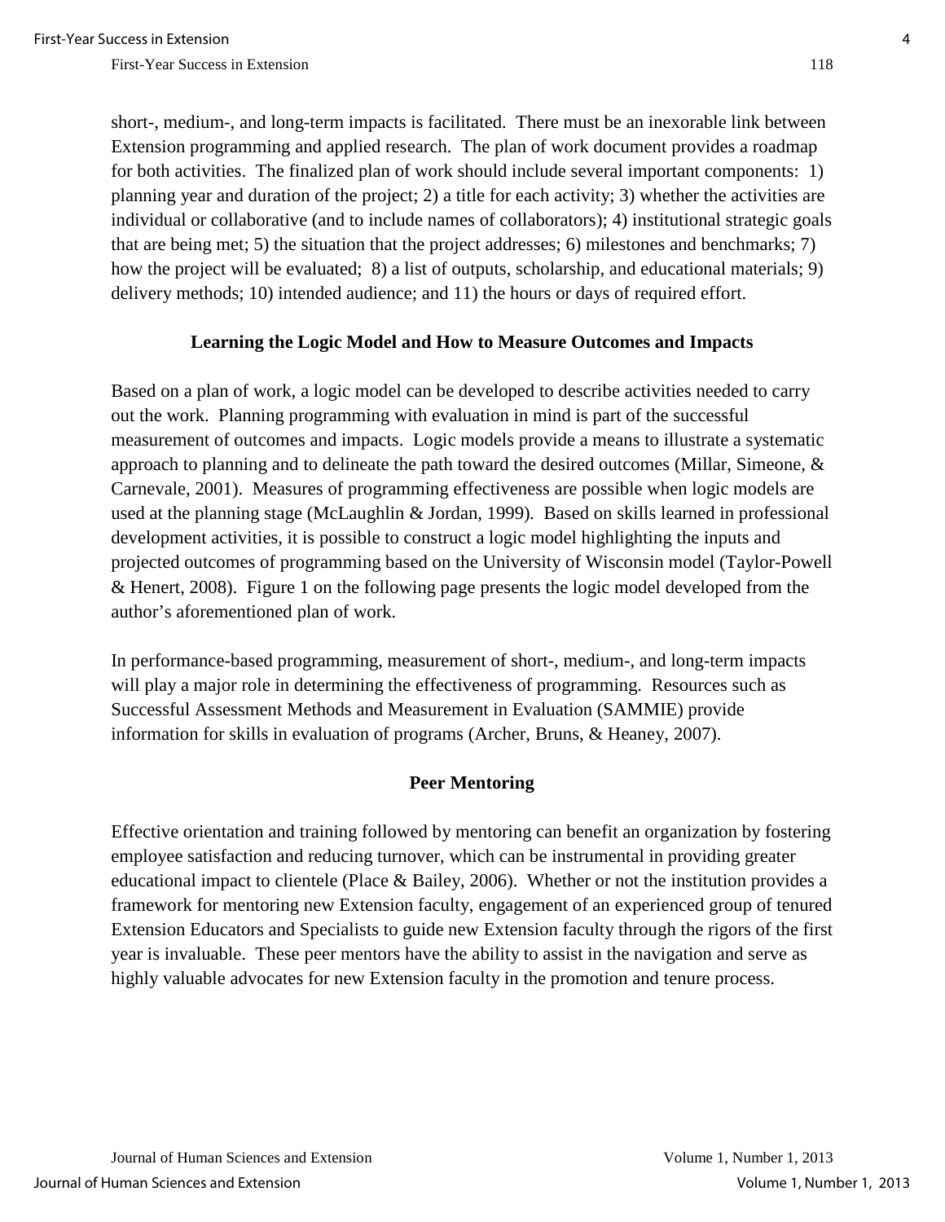short-, medium-, and long-term impacts is facilitated. There must be an inexorable link between Extension programming and applied research. The plan of work document provides a roadmap for both activities. The finalized plan of work should include several important components: 1) planning year and duration of the project; 2) a title for each activity; 3) whether the activities are individual or collaborative (and to include names of collaborators); 4) institutional strategic goals that are being met; 5) the situation that the project addresses; 6) milestones and benchmarks; 7) how the project will be evaluated; 8) a list of outputs, scholarship, and educational materials; 9) delivery methods; 10) intended audience; and 11) the hours or days of required effort.

## Learning the Logic Model and How to Measure Outcomes and Impacts

Based on a plan of work, a logic model can be developed to describe activities needed to carry out the work. Planning programming with evaluation in mind is part of the successful measurement of outcomes and impacts. Logic models provide a means to illustrate a systematic approach to planning and to delineate the path toward the desired outcomes (Millar, Simeone, & Carnevale, 2001). Measures of programming effectiveness are possible when logic models are used at the planning stage (McLaughlin & Jordan, 1999). Based on skills learned in professional development activities, it is possible to construct a logic model highlighting the inputs and projected outcomes of programming based on the University of Wisconsin model (Taylor-Powell & Henert, 2008). Figure 1 on the following page presents the logic model developed from the author's aforementioned plan of work.

In performance-based programming, measurement of short-, medium-, and long-term impacts will play a major role in determining the effectiveness of programming. Resources such as Successful Assessment Methods and Measurement in Evaluation (SAMMIE) provide information for skills in evaluation of programs (Archer, Bruns, & Heaney, 2007).

## Peer Mentoring

Effective orientation and training followed by mentoring can benefit an organization by fostering employee satisfaction and reducing turnover, which can be instrumental in providing greater educational impact to clientele (Place & Bailey, 2006). Whether or not the institution provides a framework for mentoring new Extension faculty, engagement of an experienced group of tenured Extension Educators and Specialists to guide new Extension faculty through the rigors of the first year is invaluable. These peer mentors have the ability to assist in the navigation and serve as highly valuable advocates for new Extension faculty in the promotion and tenure process.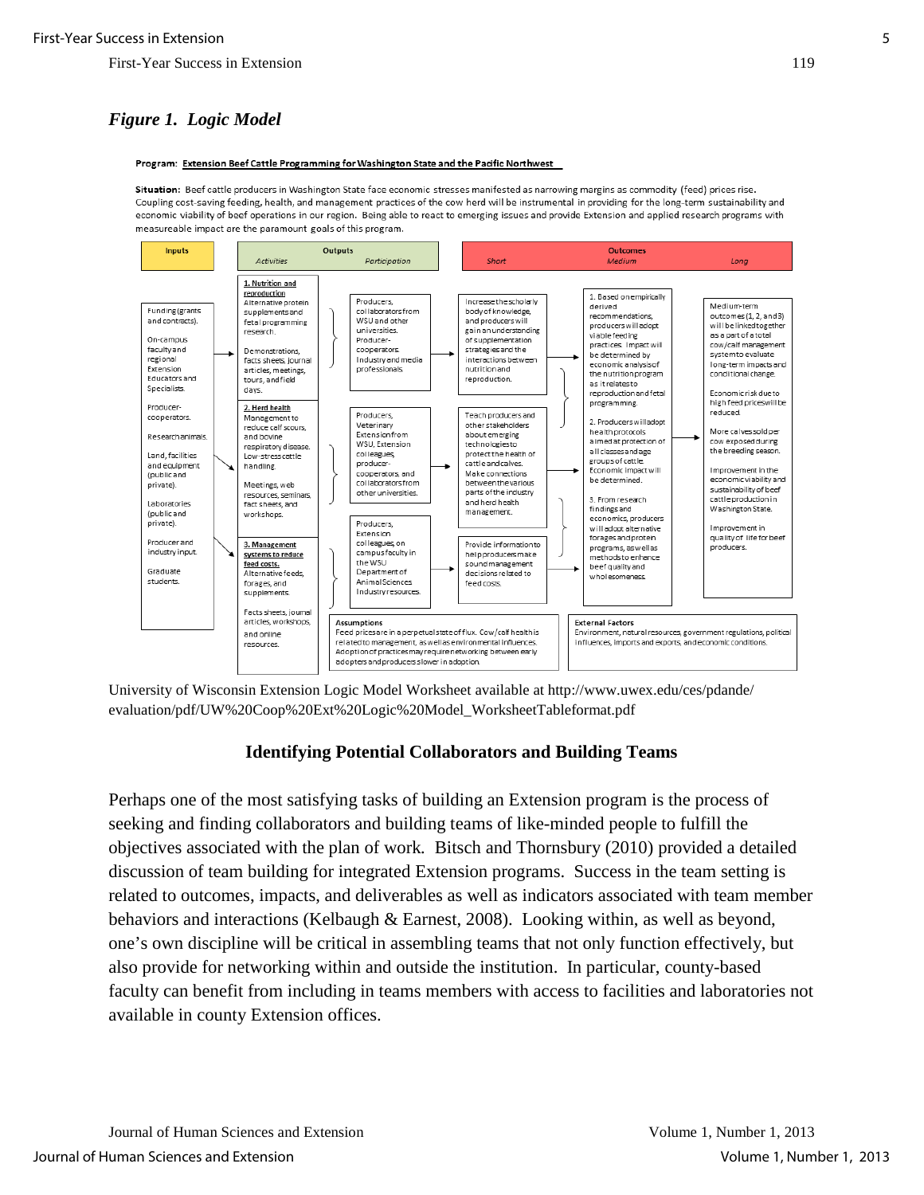### *Figure 1. Logic Model*

**Program:** Extension Beef Cattle Programming for Washington State and the Pacific Northwest

**Situation:** Beef cattle producers in Washington State face economic stresses manifested as narrowing margins as commodity (feed) prices rise. Coupling cost-saving feeding, health, and management practices of the cow herd will be instrumental in providing for the long-term sustainability and economic viability of beef operations in our region. Being able to react to emerging issues and provide Extension and applied research programs with measureable impact are the paramount goals of this program.

| Inputs | Outputs – Activities | Outputs – Participation | Outcomes – Short | Outcomes – Medium | Outcomes – Long |
|---|---|---|---|---|---|
| Funding (grants and contracts). On-campus faculty and regional Extension Educators and Specialists. Producer-cooperators. Research animals. Land, facilities and equipment (public and private). Laboratories (public and private). Producer and industry input. Graduate students. | **1. Nutrition and reproduction** Alternative protein supplements and fetal programming research. Demonstrations, facts sheets, journal articles, meetings, tours, and field days. | Producers, collaborators from WSU and other universities. Producer-cooperators. Industry and media professionals. | Increase the scholarly body of knowledge, and producers will gain an understanding of supplementation strategies and the interactions between nutrition and reproduction. | 1. Based on empirically derived recommendations, producers will adopt viable feeding practices. Impact will be determined by economic analysis of the nutrition program as it relates to reproduction and fetal programming. | Medium-term outcomes (1, 2, and 3) will be linked together as a part of a total cow/calf management system to evaluate long-term impacts and conditional change. Economic risk due to high feed prices will be reduced. More calves sold per cow exposed during the breeding season. Improvement in the economic viability and sustainability of beef cattle production in Washington State. Improvement in quality of life for beef producers. |
| | **2. Herd health** Management to reduce calf scours, and bovine respiratory disease. Low-stress cattle handling. Meetings, web resources, seminars, fact sheets, and workshops. | Producers, Veterinary Extension from WSU, Extension colleagues, producer-cooperators, and collaborators from other universities. | Teach producers and other stakeholders about emerging technologies to protect the health of cattle and calves. Make connections between the various parts of the industry and herd health management. | 2. Producers will adopt health protocols aimed at protection of all classes and age groups of cattle. Economic impact will be determined. | |
| | **3. Management systems to reduce feed costs.** Alternative feeds, forages, and supplements. Facts sheets, journal articles, workshops, and online resources. | Producers, Extension colleagues, on campus faculty in the WSU Department of Animal Sciences. Industry resources. | Provide information to help producers make sound management decisions related to feed costs. | 3. From research findings and economics, producers will adopt alternative forages and protein programs, as well as methods to enhance beef quality and wholesomeness. | |

**Assumptions:** Feed prices are in a perpetual state of flux. Cow/calf health is related to management, as well as environmental influences. Adoption of practices may require networking between early adopters and producers slower in adoption.

**External Factors:** Environment, natural resources, government regulations, political influences, imports and exports, and economic conditions.

University of Wisconsin Extension Logic Model Worksheet available at http://www.uwex.edu/ces/pdande/evaluation/pdf/UW%20Coop%20Ext%20Logic%20Model_WorksheetTableformat.pdf

## Identifying Potential Collaborators and Building Teams

Perhaps one of the most satisfying tasks of building an Extension program is the process of seeking and finding collaborators and building teams of like-minded people to fulfill the objectives associated with the plan of work. Bitsch and Thornsbury (2010) provided a detailed discussion of team building for integrated Extension programs. Success in the team setting is related to outcomes, impacts, and deliverables as well as indicators associated with team member behaviors and interactions (Kelbaugh & Earnest, 2008). Looking within, as well as beyond, one's own discipline will be critical in assembling teams that not only function effectively, but also provide for networking within and outside the institution. In particular, county-based faculty can benefit from including in teams members with access to facilities and laboratories not available in county Extension offices.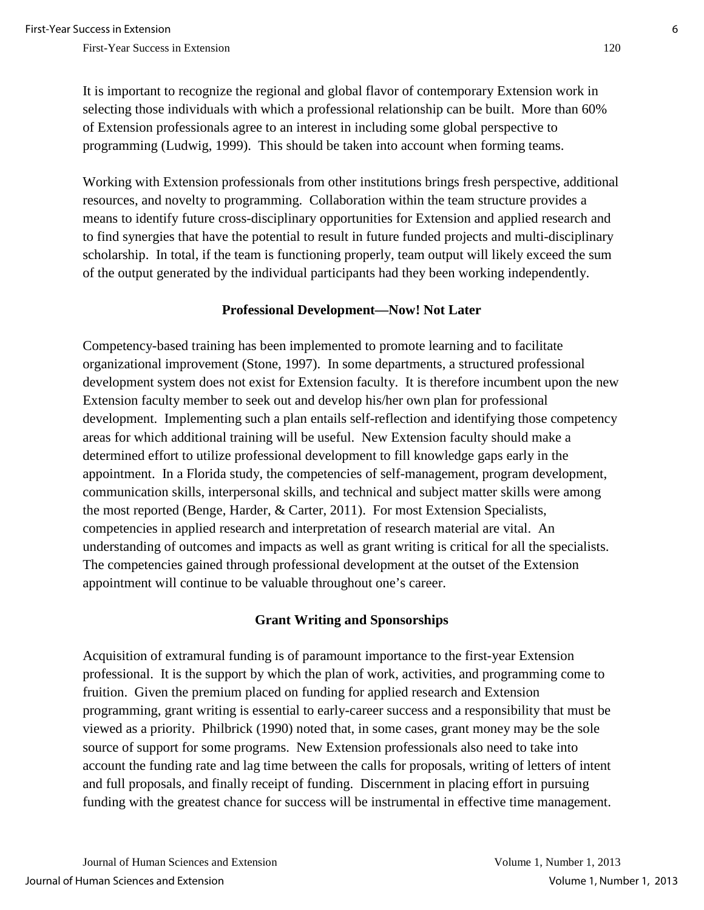It is important to recognize the regional and global flavor of contemporary Extension work in selecting those individuals with which a professional relationship can be built. More than 60% of Extension professionals agree to an interest in including some global perspective to programming (Ludwig, 1999). This should be taken into account when forming teams.

Working with Extension professionals from other institutions brings fresh perspective, additional resources, and novelty to programming. Collaboration within the team structure provides a means to identify future cross-disciplinary opportunities for Extension and applied research and to find synergies that have the potential to result in future funded projects and multi-disciplinary scholarship. In total, if the team is functioning properly, team output will likely exceed the sum of the output generated by the individual participants had they been working independently.

## Professional Development—Now! Not Later

Competency-based training has been implemented to promote learning and to facilitate organizational improvement (Stone, 1997). In some departments, a structured professional development system does not exist for Extension faculty. It is therefore incumbent upon the new Extension faculty member to seek out and develop his/her own plan for professional development. Implementing such a plan entails self-reflection and identifying those competency areas for which additional training will be useful. New Extension faculty should make a determined effort to utilize professional development to fill knowledge gaps early in the appointment. In a Florida study, the competencies of self-management, program development, communication skills, interpersonal skills, and technical and subject matter skills were among the most reported (Benge, Harder, & Carter, 2011). For most Extension Specialists, competencies in applied research and interpretation of research material are vital. An understanding of outcomes and impacts as well as grant writing is critical for all the specialists. The competencies gained through professional development at the outset of the Extension appointment will continue to be valuable throughout one's career.

## Grant Writing and Sponsorships

Acquisition of extramural funding is of paramount importance to the first-year Extension professional. It is the support by which the plan of work, activities, and programming come to fruition. Given the premium placed on funding for applied research and Extension programming, grant writing is essential to early-career success and a responsibility that must be viewed as a priority. Philbrick (1990) noted that, in some cases, grant money may be the sole source of support for some programs. New Extension professionals also need to take into account the funding rate and lag time between the calls for proposals, writing of letters of intent and full proposals, and finally receipt of funding. Discernment in placing effort in pursuing funding with the greatest chance for success will be instrumental in effective time management.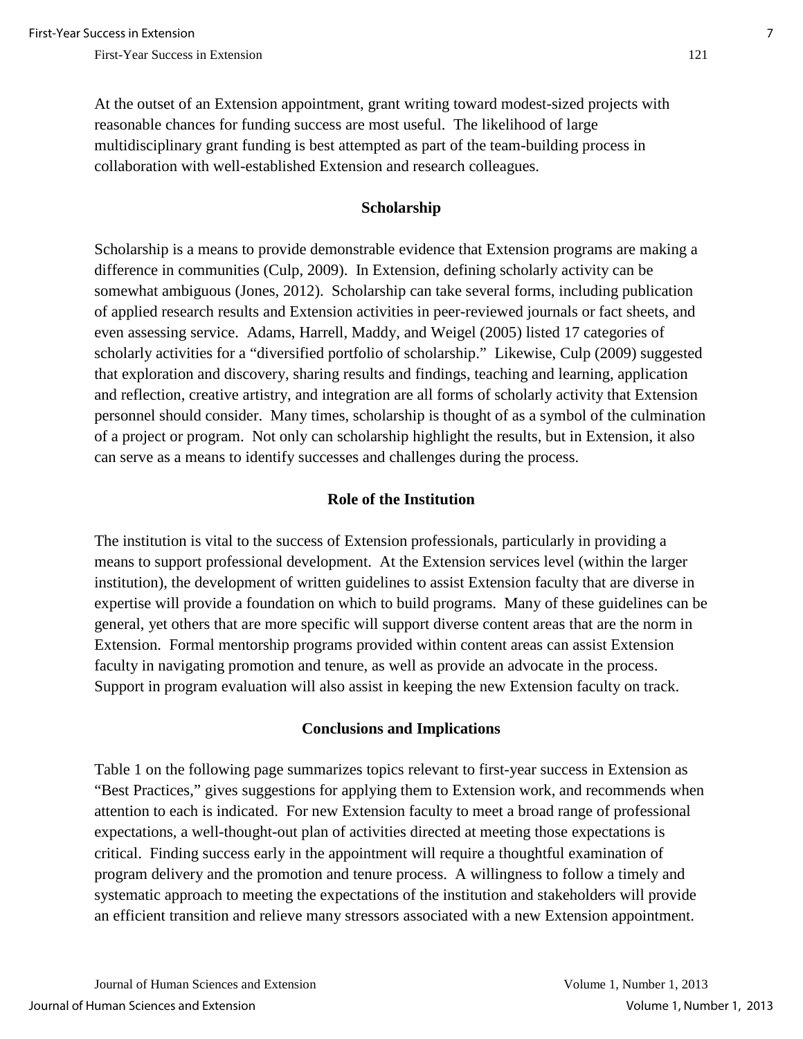At the outset of an Extension appointment, grant writing toward modest-sized projects with reasonable chances for funding success are most useful. The likelihood of large multidisciplinary grant funding is best attempted as part of the team-building process in collaboration with well-established Extension and research colleagues.

## Scholarship

Scholarship is a means to provide demonstrable evidence that Extension programs are making a difference in communities (Culp, 2009). In Extension, defining scholarly activity can be somewhat ambiguous (Jones, 2012). Scholarship can take several forms, including publication of applied research results and Extension activities in peer-reviewed journals or fact sheets, and even assessing service. Adams, Harrell, Maddy, and Weigel (2005) listed 17 categories of scholarly activities for a "diversified portfolio of scholarship." Likewise, Culp (2009) suggested that exploration and discovery, sharing results and findings, teaching and learning, application and reflection, creative artistry, and integration are all forms of scholarly activity that Extension personnel should consider. Many times, scholarship is thought of as a symbol of the culmination of a project or program. Not only can scholarship highlight the results, but in Extension, it also can serve as a means to identify successes and challenges during the process.

## Role of the Institution

The institution is vital to the success of Extension professionals, particularly in providing a means to support professional development. At the Extension services level (within the larger institution), the development of written guidelines to assist Extension faculty that are diverse in expertise will provide a foundation on which to build programs. Many of these guidelines can be general, yet others that are more specific will support diverse content areas that are the norm in Extension. Formal mentorship programs provided within content areas can assist Extension faculty in navigating promotion and tenure, as well as provide an advocate in the process. Support in program evaluation will also assist in keeping the new Extension faculty on track.

## Conclusions and Implications

Table 1 on the following page summarizes topics relevant to first-year success in Extension as "Best Practices," gives suggestions for applying them to Extension work, and recommends when attention to each is indicated. For new Extension faculty to meet a broad range of professional expectations, a well-thought-out plan of activities directed at meeting those expectations is critical. Finding success early in the appointment will require a thoughtful examination of program delivery and the promotion and tenure process. A willingness to follow a timely and systematic approach to meeting the expectations of the institution and stakeholders will provide an efficient transition and relieve many stressors associated with a new Extension appointment.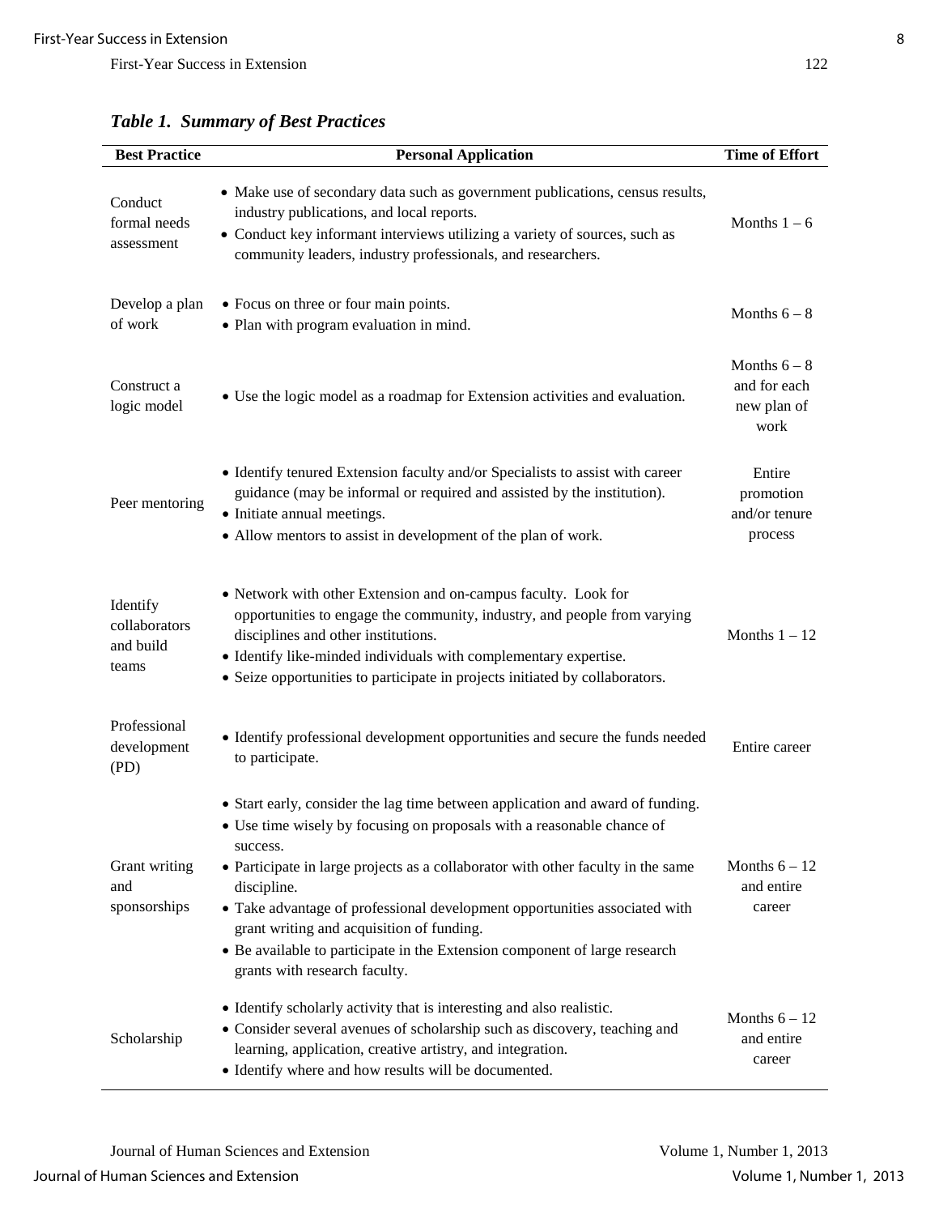***Table 1. Summary of Best Practices***

| Best Practice | Personal Application | Time of Effort |
|---|---|---|
| Conduct formal needs assessment | • Make use of secondary data such as government publications, census results, industry publications, and local reports.<br>• Conduct key informant interviews utilizing a variety of sources, such as community leaders, industry professionals, and researchers. | Months 1 – 6 |
| Develop a plan of work | • Focus on three or four main points.<br>• Plan with program evaluation in mind. | Months 6 – 8 |
| Construct a logic model | • Use the logic model as a roadmap for Extension activities and evaluation. | Months 6 – 8 and for each new plan of work |
| Peer mentoring | • Identify tenured Extension faculty and/or Specialists to assist with career guidance (may be informal or required and assisted by the institution).<br>• Initiate annual meetings.<br>• Allow mentors to assist in development of the plan of work. | Entire promotion and/or tenure process |
| Identify collaborators and build teams | • Network with other Extension and on-campus faculty. Look for opportunities to engage the community, industry, and people from varying disciplines and other institutions.<br>• Identify like-minded individuals with complementary expertise.<br>• Seize opportunities to participate in projects initiated by collaborators. | Months 1 – 12 |
| Professional development (PD) | • Identify professional development opportunities and secure the funds needed to participate. | Entire career |
| Grant writing and sponsorships | • Start early, consider the lag time between application and award of funding.<br>• Use time wisely by focusing on proposals with a reasonable chance of success.<br>• Participate in large projects as a collaborator with other faculty in the same discipline.<br>• Take advantage of professional development opportunities associated with grant writing and acquisition of funding.<br>• Be available to participate in the Extension component of large research grants with research faculty. | Months 6 – 12 and entire career |
| Scholarship | • Identify scholarly activity that is interesting and also realistic.<br>• Consider several avenues of scholarship such as discovery, teaching and learning, application, creative artistry, and integration.<br>• Identify where and how results will be documented. | Months 6 – 12 and entire career |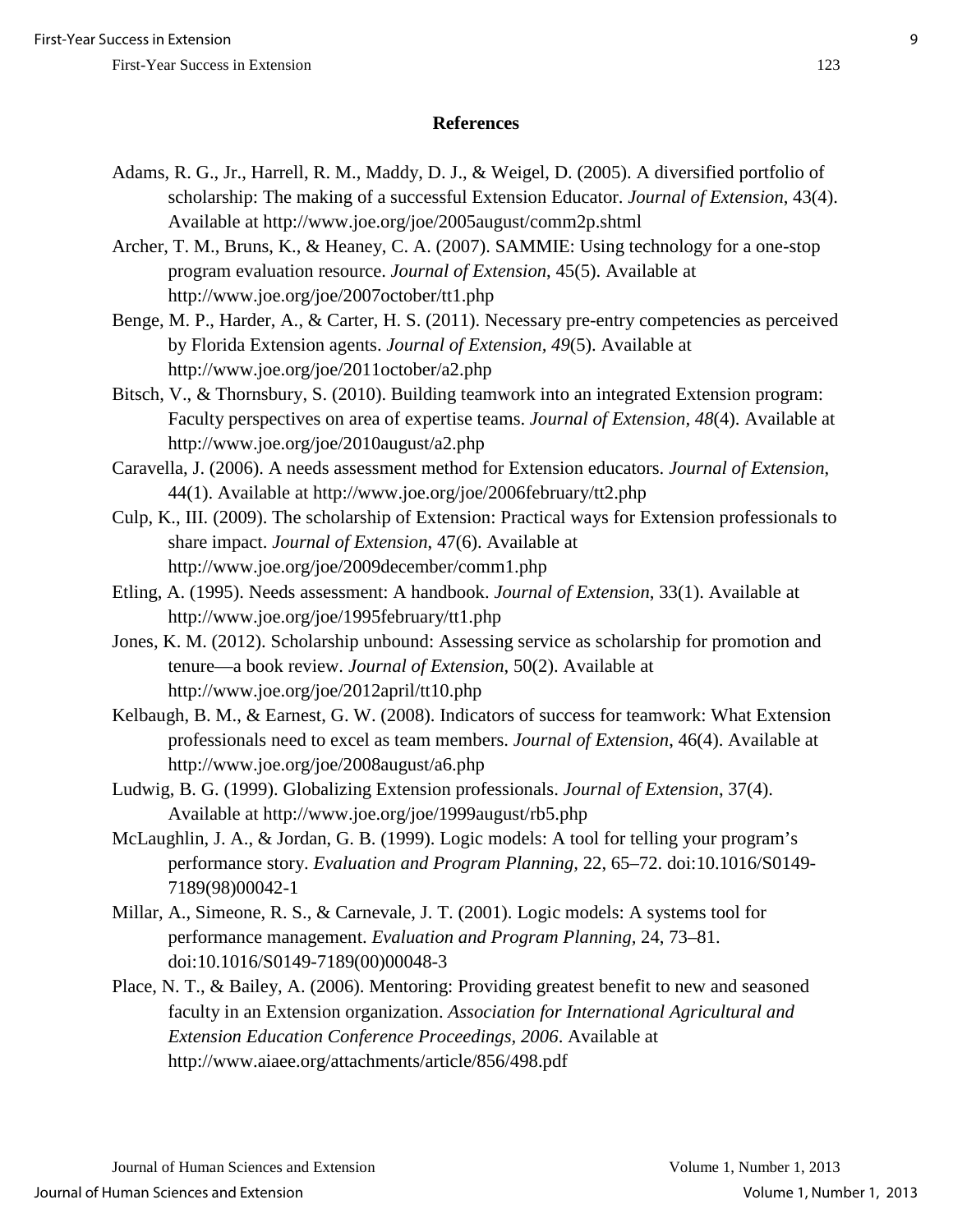## References

Adams, R. G., Jr., Harrell, R. M., Maddy, D. J., & Weigel, D. (2005). A diversified portfolio of scholarship: The making of a successful Extension Educator. *Journal of Extension*, 43(4). Available at http://www.joe.org/joe/2005august/comm2p.shtml

Archer, T. M., Bruns, K., & Heaney, C. A. (2007). SAMMIE: Using technology for a one-stop program evaluation resource. *Journal of Extension*, 45(5). Available at http://www.joe.org/joe/2007october/tt1.php

Benge, M. P., Harder, A., & Carter, H. S. (2011). Necessary pre-entry competencies as perceived by Florida Extension agents. *Journal of Extension, 49*(5). Available at http://www.joe.org/joe/2011october/a2.php

Bitsch, V., & Thornsbury, S. (2010). Building teamwork into an integrated Extension program: Faculty perspectives on area of expertise teams. *Journal of Extension*, *48*(4). Available at http://www.joe.org/joe/2010august/a2.php

Caravella, J. (2006). A needs assessment method for Extension educators. *Journal of Extension*, 44(1). Available at http://www.joe.org/joe/2006february/tt2.php

Culp, K., III. (2009). The scholarship of Extension: Practical ways for Extension professionals to share impact. *Journal of Extension*, 47(6). Available at http://www.joe.org/joe/2009december/comm1.php

Etling, A. (1995). Needs assessment: A handbook. *Journal of Extension*, 33(1). Available at http://www.joe.org/joe/1995february/tt1.php

Jones, K. M. (2012). Scholarship unbound: Assessing service as scholarship for promotion and tenure—a book review. *Journal of Extension*, 50(2). Available at http://www.joe.org/joe/2012april/tt10.php

Kelbaugh, B. M., & Earnest, G. W. (2008). Indicators of success for teamwork: What Extension professionals need to excel as team members. *Journal of Extension*, 46(4). Available at http://www.joe.org/joe/2008august/a6.php

Ludwig, B. G. (1999). Globalizing Extension professionals. *Journal of Extension*, 37(4). Available at http://www.joe.org/joe/1999august/rb5.php

McLaughlin, J. A., & Jordan, G. B. (1999). Logic models: A tool for telling your program's performance story. *Evaluation and Program Planning*, 22, 65–72. doi:10.1016/S0149-7189(98)00042-1

Millar, A., Simeone, R. S., & Carnevale, J. T. (2001). Logic models: A systems tool for performance management. *Evaluation and Program Planning*, 24, 73–81. doi:10.1016/S0149-7189(00)00048-3

Place, N. T., & Bailey, A. (2006). Mentoring: Providing greatest benefit to new and seasoned faculty in an Extension organization. *Association for International Agricultural and Extension Education Conference Proceedings, 2006*. Available at http://www.aiaee.org/attachments/article/856/498.pdf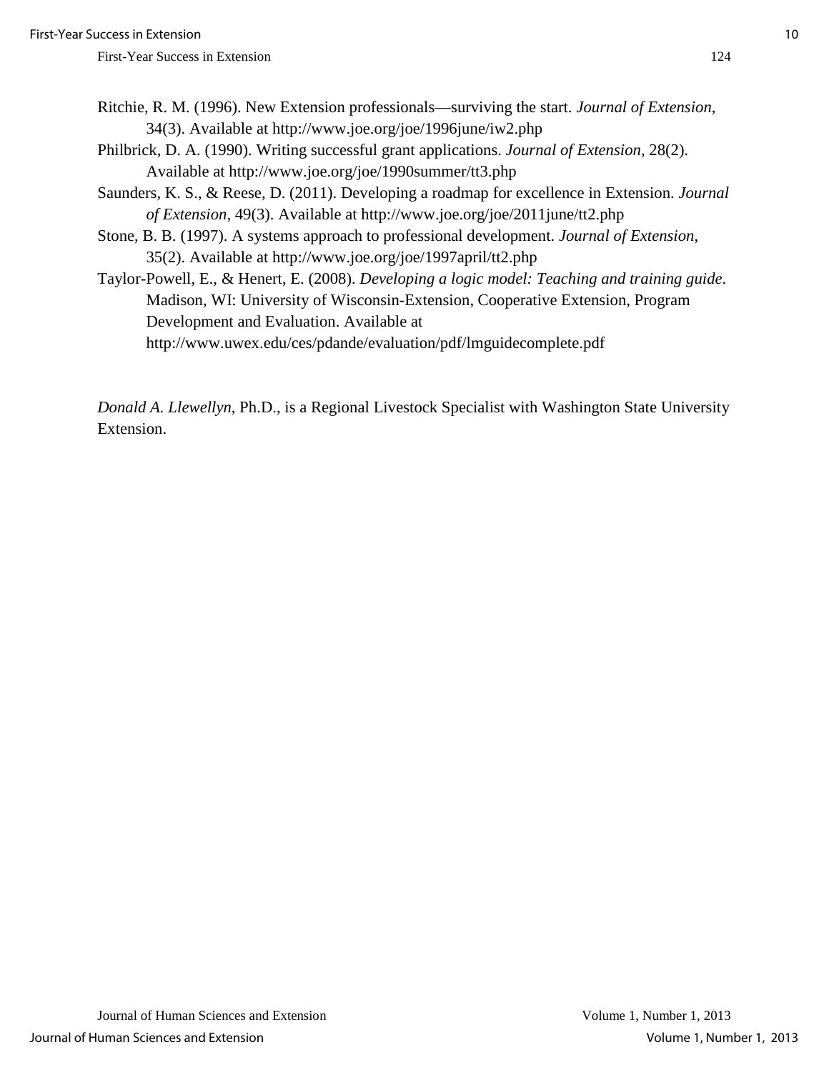Ritchie, R. M. (1996). New Extension professionals—surviving the start. *Journal of Extension*, 34(3). Available at http://www.joe.org/joe/1996june/iw2.php

Philbrick, D. A. (1990). Writing successful grant applications. *Journal of Extension*, 28(2). Available at http://www.joe.org/joe/1990summer/tt3.php

Saunders, K. S., & Reese, D. (2011). Developing a roadmap for excellence in Extension. *Journal of Extension*, 49(3). Available at http://www.joe.org/joe/2011june/tt2.php

Stone, B. B. (1997). A systems approach to professional development. *Journal of Extension*, 35(2). Available at http://www.joe.org/joe/1997april/tt2.php

Taylor-Powell, E., & Henert, E. (2008). *Developing a logic model: Teaching and training guide*. Madison, WI: University of Wisconsin-Extension, Cooperative Extension, Program Development and Evaluation. Available at http://www.uwex.edu/ces/pdande/evaluation/pdf/lmguidecomplete.pdf

*Donald A. Llewellyn*, Ph.D., is a Regional Livestock Specialist with Washington State University Extension.